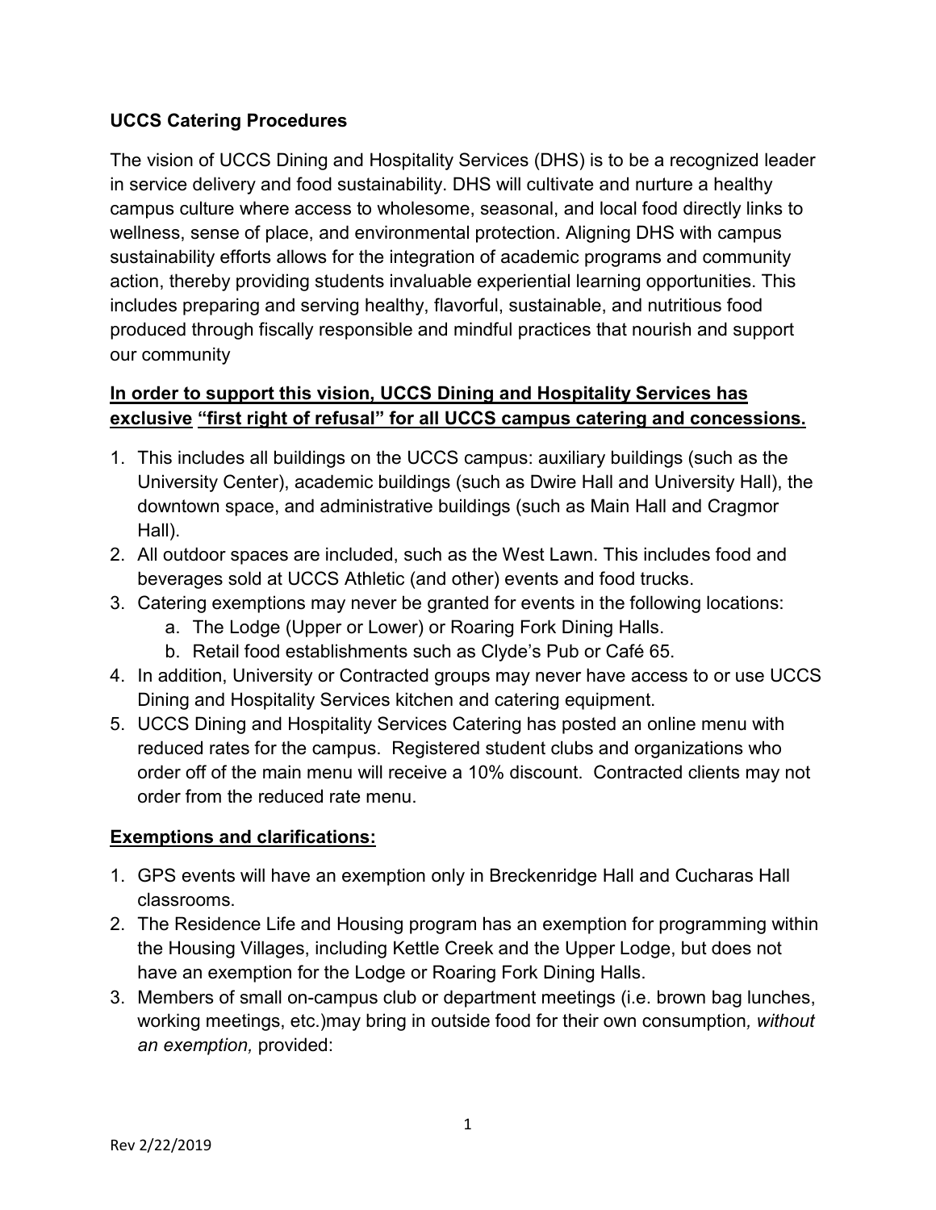**UCCS Catering Procedures**

The vision of UCCS Dining and Hospitality Services (DHS) is to be a recognized leader in service delivery and food sustainability. DHS will cultivate and nurture a healthy campus culture where access to wholesome, seasonal, and local food directly links to wellness, sense of place, and environmental protection. Aligning DHS with campus sustainability efforts allows for the integration of academic programs and community action, thereby providing students invaluable experiential learning opportunities. This includes preparing and serving healthy, flavorful, sustainable, and nutritious food produced through fiscally responsible and mindful practices that nourish and support our community

<u>**In order to support this vision, UCCS Dining and Hospitality Services has exclusive "first right of refusal" for all UCCS campus catering and concessions.**</u>

1. This includes all buildings on the UCCS campus: auxiliary buildings (such as the University Center), academic buildings (such as Dwire Hall and University Hall), the downtown space, and administrative buildings (such as Main Hall and Cragmor Hall).
2. All outdoor spaces are included, such as the West Lawn. This includes food and beverages sold at UCCS Athletic (and other) events and food trucks.
3. Catering exemptions may never be granted for events in the following locations:
   a. The Lodge (Upper or Lower) or Roaring Fork Dining Halls.
   b. Retail food establishments such as Clyde's Pub or Café 65.
4. In addition, University or Contracted groups may never have access to or use UCCS Dining and Hospitality Services kitchen and catering equipment.
5. UCCS Dining and Hospitality Services Catering has posted an online menu with reduced rates for the campus. Registered student clubs and organizations who order off of the main menu will receive a 10% discount. Contracted clients may not order from the reduced rate menu.

<u>**Exemptions and clarifications:**</u>

1. GPS events will have an exemption only in Breckenridge Hall and Cucharas Hall classrooms.
2. The Residence Life and Housing program has an exemption for programming within the Housing Villages, including Kettle Creek and the Upper Lodge, but does not have an exemption for the Lodge or Roaring Fork Dining Halls.
3. Members of small on-campus club or department meetings (i.e. brown bag lunches, working meetings, etc.)may bring in outside food for their own consumption*, without an exemption,* provided: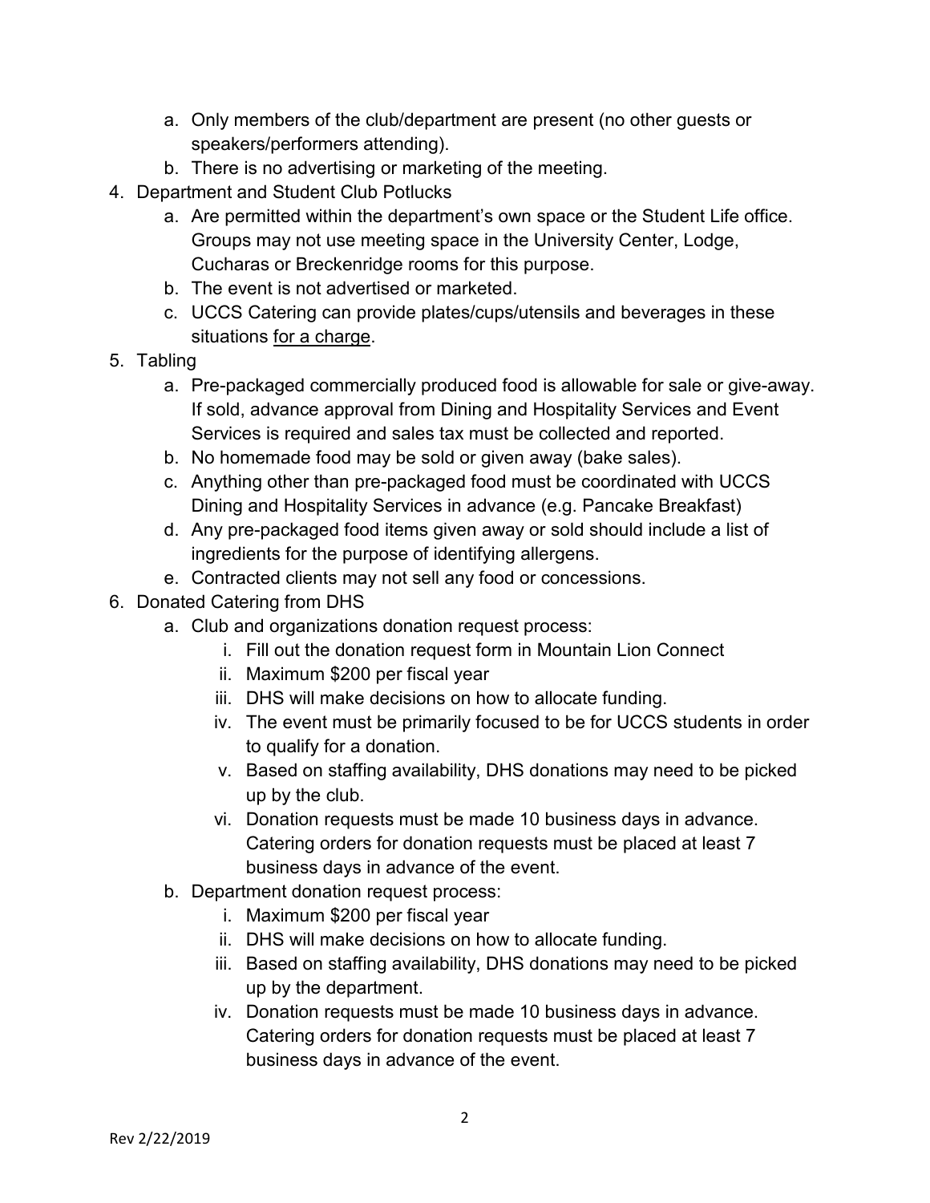a. Only members of the club/department are present (no other guests or speakers/performers attending).
   b. There is no advertising or marketing of the meeting.

4. Department and Student Club Potlucks
   a. Are permitted within the department's own space or the Student Life office. Groups may not use meeting space in the University Center, Lodge, Cucharas or Breckenridge rooms for this purpose.
   b. The event is not advertised or marketed.
   c. UCCS Catering can provide plates/cups/utensils and beverages in these situations <u>for a charge</u>.

5. Tabling
   a. Pre-packaged commercially produced food is allowable for sale or give-away. If sold, advance approval from Dining and Hospitality Services and Event Services is required and sales tax must be collected and reported.
   b. No homemade food may be sold or given away (bake sales).
   c. Anything other than pre-packaged food must be coordinated with UCCS Dining and Hospitality Services in advance (e.g. Pancake Breakfast)
   d. Any pre-packaged food items given away or sold should include a list of ingredients for the purpose of identifying allergens.
   e. Contracted clients may not sell any food or concessions.

6. Donated Catering from DHS
   a. Club and organizations donation request process:
      i. Fill out the donation request form in Mountain Lion Connect
      ii. Maximum $200 per fiscal year
      iii. DHS will make decisions on how to allocate funding.
      iv. The event must be primarily focused to be for UCCS students in order to qualify for a donation.
      v. Based on staffing availability, DHS donations may need to be picked up by the club.
      vi. Donation requests must be made 10 business days in advance. Catering orders for donation requests must be placed at least 7 business days in advance of the event.
   b. Department donation request process:
      i. Maximum $200 per fiscal year
      ii. DHS will make decisions on how to allocate funding.
      iii. Based on staffing availability, DHS donations may need to be picked up by the department.
      iv. Donation requests must be made 10 business days in advance. Catering orders for donation requests must be placed at least 7 business days in advance of the event.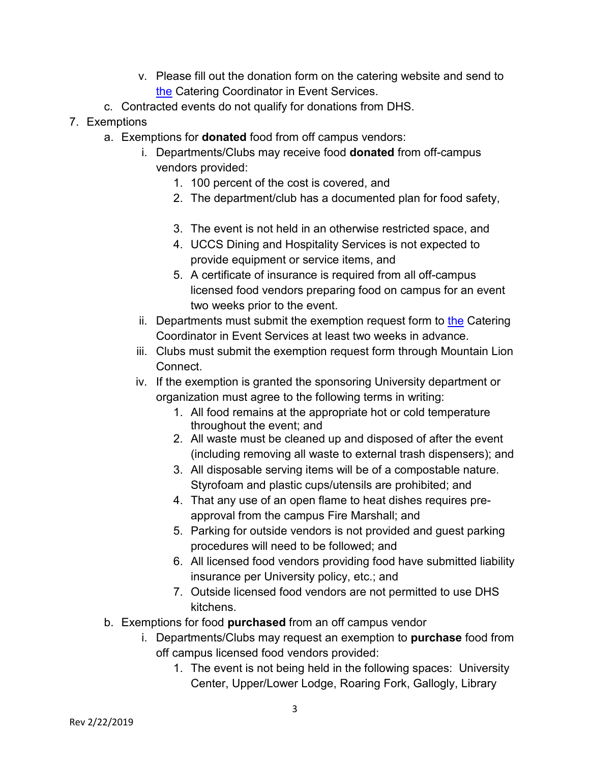v. Please fill out the donation form on the catering website and send to [the](#) Catering Coordinator in Event Services.

  c. Contracted events do not qualify for donations from DHS.

7. Exemptions
   a. Exemptions for **donated** food from off campus vendors:
      i. Departments/Clubs may receive food **donated** from off-campus vendors provided:
         1. 100 percent of the cost is covered, and
         2. The department/club has a documented plan for food safety,
         3. The event is not held in an otherwise restricted space, and
         4. UCCS Dining and Hospitality Services is not expected to provide equipment or service items, and
         5. A certificate of insurance is required from all off-campus licensed food vendors preparing food on campus for an event two weeks prior to the event.
      ii. Departments must submit the exemption request form to [the](#) Catering Coordinator in Event Services at least two weeks in advance.
      iii. Clubs must submit the exemption request form through Mountain Lion Connect.
      iv. If the exemption is granted the sponsoring University department or organization must agree to the following terms in writing:
         1. All food remains at the appropriate hot or cold temperature throughout the event; and
         2. All waste must be cleaned up and disposed of after the event (including removing all waste to external trash dispensers); and
         3. All disposable serving items will be of a compostable nature. Styrofoam and plastic cups/utensils are prohibited; and
         4. That any use of an open flame to heat dishes requires pre-approval from the campus Fire Marshall; and
         5. Parking for outside vendors is not provided and guest parking procedures will need to be followed; and
         6. All licensed food vendors providing food have submitted liability insurance per University policy, etc.; and
         7. Outside licensed food vendors are not permitted to use DHS kitchens.
   b. Exemptions for food **purchased** from an off campus vendor
      i. Departments/Clubs may request an exemption to **purchase** food from off campus licensed food vendors provided:
         1. The event is not being held in the following spaces: University Center, Upper/Lower Lodge, Roaring Fork, Gallogly, Library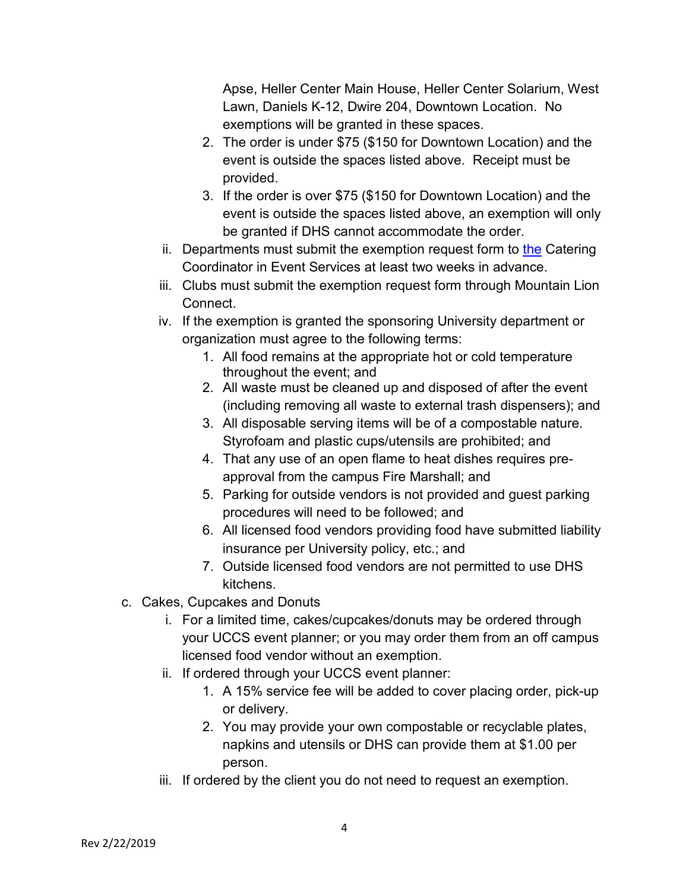Apse, Heller Center Main House, Heller Center Solarium, West Lawn, Daniels K-12, Dwire 204, Downtown Location. No exemptions will be granted in these spaces.

      2. The order is under $75 ($150 for Downtown Location) and the event is outside the spaces listed above. Receipt must be provided.
      3. If the order is over $75 ($150 for Downtown Location) and the event is outside the spaces listed above, an exemption will only be granted if DHS cannot accommodate the order.

   ii. Departments must submit the exemption request form to the Catering Coordinator in Event Services at least two weeks in advance.

   iii. Clubs must submit the exemption request form through Mountain Lion Connect.

   iv. If the exemption is granted the sponsoring University department or organization must agree to the following terms:

      1. All food remains at the appropriate hot or cold temperature throughout the event; and
      2. All waste must be cleaned up and disposed of after the event (including removing all waste to external trash dispensers); and
      3. All disposable serving items will be of a compostable nature. Styrofoam and plastic cups/utensils are prohibited; and
      4. That any use of an open flame to heat dishes requires pre-approval from the campus Fire Marshall; and
      5. Parking for outside vendors is not provided and guest parking procedures will need to be followed; and
      6. All licensed food vendors providing food have submitted liability insurance per University policy, etc.; and
      7. Outside licensed food vendors are not permitted to use DHS kitchens.

c. Cakes, Cupcakes and Donuts

   i. For a limited time, cakes/cupcakes/donuts may be ordered through your UCCS event planner; or you may order them from an off campus licensed food vendor without an exemption.

   ii. If ordered through your UCCS event planner:

      1. A 15% service fee will be added to cover placing order, pick-up or delivery.
      2. You may provide your own compostable or recyclable plates, napkins and utensils or DHS can provide them at $1.00 per person.

   iii. If ordered by the client you do not need to request an exemption.

Rev 2/22/2019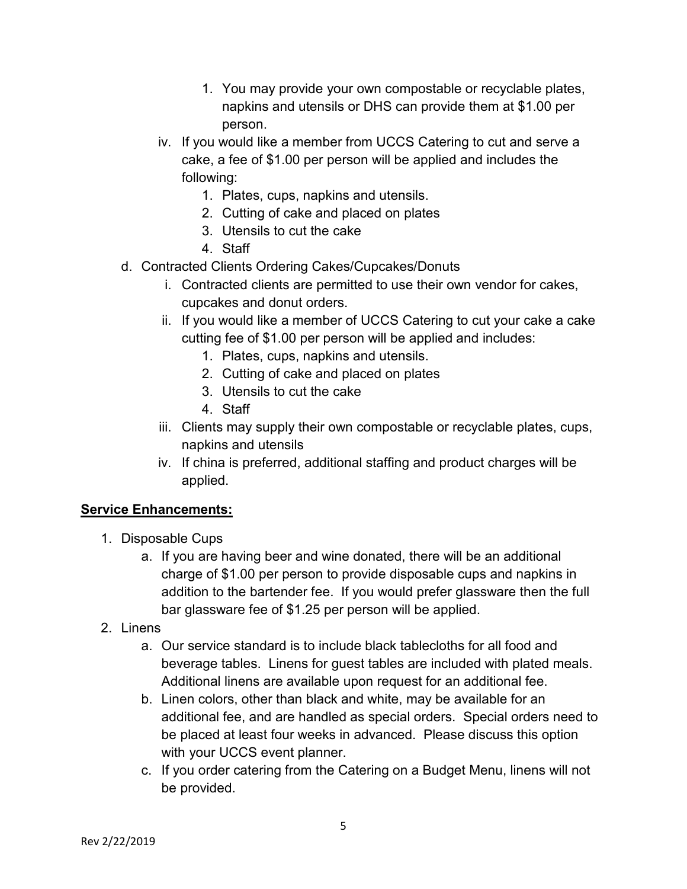1. You may provide your own compostable or recyclable plates, napkins and utensils or DHS can provide them at $1.00 per person.

iv. If you would like a member from UCCS Catering to cut and serve a cake, a fee of $1.00 per person will be applied and includes the following:

1. Plates, cups, napkins and utensils.
2. Cutting of cake and placed on plates
3. Utensils to cut the cake
4. Staff

d. Contracted Clients Ordering Cakes/Cupcakes/Donuts

i. Contracted clients are permitted to use their own vendor for cakes, cupcakes and donut orders.

ii. If you would like a member of UCCS Catering to cut your cake a cake cutting fee of $1.00 per person will be applied and includes:

1. Plates, cups, napkins and utensils.
2. Cutting of cake and placed on plates
3. Utensils to cut the cake
4. Staff

iii. Clients may supply their own compostable or recyclable plates, cups, napkins and utensils

iv. If china is preferred, additional staffing and product charges will be applied.

**Service Enhancements:**

1. Disposable Cups
   a. If you are having beer and wine donated, there will be an additional charge of $1.00 per person to provide disposable cups and napkins in addition to the bartender fee. If you would prefer glassware then the full bar glassware fee of $1.25 per person will be applied.
2. Linens
   a. Our service standard is to include black tablecloths for all food and beverage tables. Linens for guest tables are included with plated meals. Additional linens are available upon request for an additional fee.
   b. Linen colors, other than black and white, may be available for an additional fee, and are handled as special orders. Special orders need to be placed at least four weeks in advanced. Please discuss this option with your UCCS event planner.
   c. If you order catering from the Catering on a Budget Menu, linens will not be provided.

Rev 2/22/2019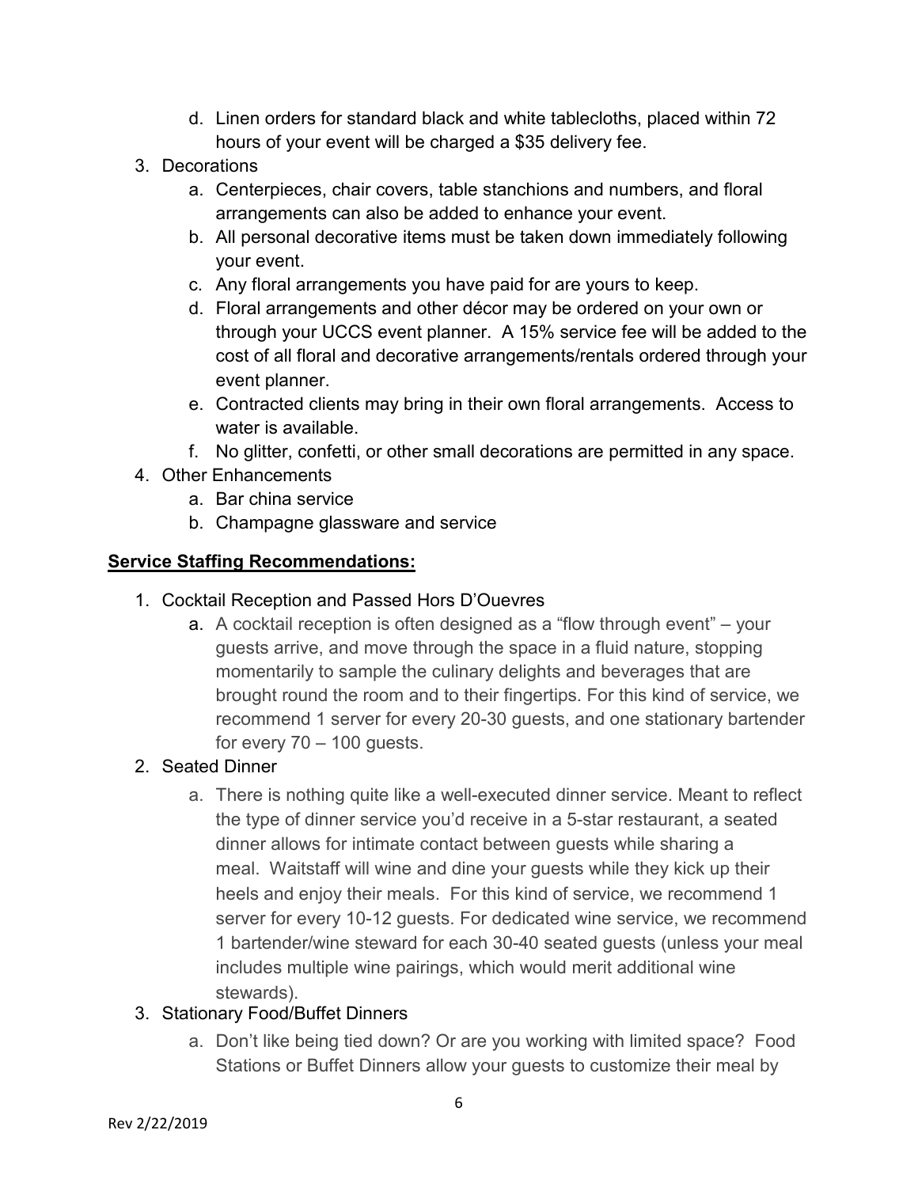d. Linen orders for standard black and white tablecloths, placed within 72 hours of your event will be charged a $35 delivery fee.

3. Decorations
   a. Centerpieces, chair covers, table stanchions and numbers, and floral arrangements can also be added to enhance your event.
   b. All personal decorative items must be taken down immediately following your event.
   c. Any floral arrangements you have paid for are yours to keep.
   d. Floral arrangements and other décor may be ordered on your own or through your UCCS event planner. A 15% service fee will be added to the cost of all floral and decorative arrangements/rentals ordered through your event planner.
   e. Contracted clients may bring in their own floral arrangements. Access to water is available.
   f. No glitter, confetti, or other small decorations are permitted in any space.
4. Other Enhancements
   a. Bar china service
   b. Champagne glassware and service

**Service Staffing Recommendations:**

1. Cocktail Reception and Passed Hors D'Ouevres
   a. A cocktail reception is often designed as a "flow through event" – your guests arrive, and move through the space in a fluid nature, stopping momentarily to sample the culinary delights and beverages that are brought round the room and to their fingertips. For this kind of service, we recommend 1 server for every 20-30 guests, and one stationary bartender for every 70 – 100 guests.
2. Seated Dinner
   a. There is nothing quite like a well-executed dinner service. Meant to reflect the type of dinner service you'd receive in a 5-star restaurant, a seated dinner allows for intimate contact between guests while sharing a meal. Waitstaff will wine and dine your guests while they kick up their heels and enjoy their meals. For this kind of service, we recommend 1 server for every 10-12 guests. For dedicated wine service, we recommend 1 bartender/wine steward for each 30-40 seated guests (unless your meal includes multiple wine pairings, which would merit additional wine stewards).
3. Stationary Food/Buffet Dinners
   a. Don't like being tied down? Or are you working with limited space? Food Stations or Buffet Dinners allow your guests to customize their meal by

Rev 2/22/2019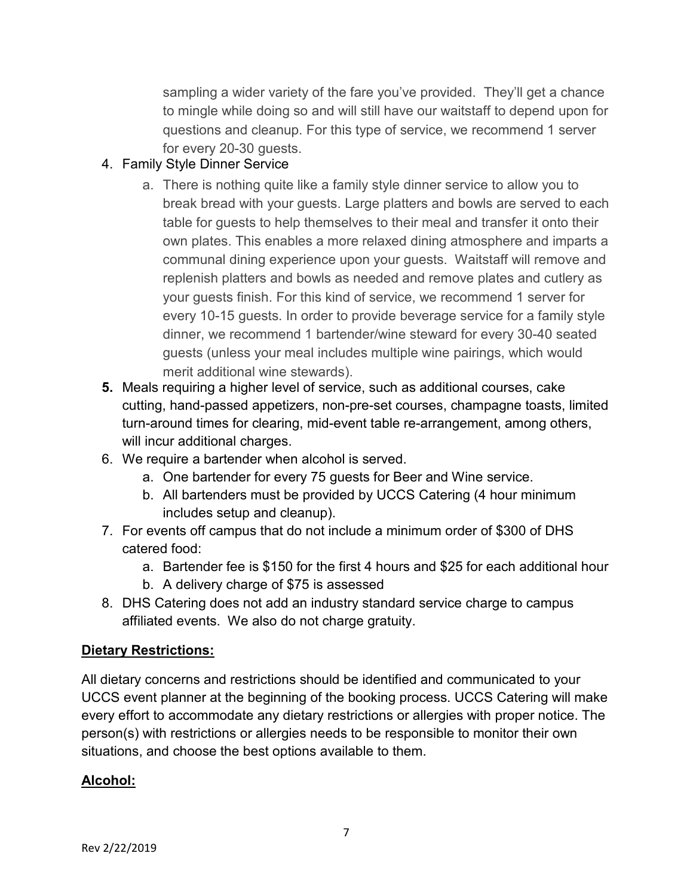sampling a wider variety of the fare you've provided. They'll get a chance to mingle while doing so and will still have our waitstaff to depend upon for questions and cleanup. For this type of service, we recommend 1 server for every 20-30 guests.

4. Family Style Dinner Service
    a. There is nothing quite like a family style dinner service to allow you to break bread with your guests. Large platters and bowls are served to each table for guests to help themselves to their meal and transfer it onto their own plates. This enables a more relaxed dining atmosphere and imparts a communal dining experience upon your guests. Waitstaff will remove and replenish platters and bowls as needed and remove plates and cutlery as your guests finish. For this kind of service, we recommend 1 server for every 10-15 guests. In order to provide beverage service for a family style dinner, we recommend 1 bartender/wine steward for every 30-40 seated guests (unless your meal includes multiple wine pairings, which would merit additional wine stewards).
5. Meals requiring a higher level of service, such as additional courses, cake cutting, hand-passed appetizers, non-pre-set courses, champagne toasts, limited turn-around times for clearing, mid-event table re-arrangement, among others, will incur additional charges.
6. We require a bartender when alcohol is served.
    a. One bartender for every 75 guests for Beer and Wine service.
    b. All bartenders must be provided by UCCS Catering (4 hour minimum includes setup and cleanup).
7. For events off campus that do not include a minimum order of $300 of DHS catered food:
    a. Bartender fee is $150 for the first 4 hours and $25 for each additional hour
    b. A delivery charge of $75 is assessed
8. DHS Catering does not add an industry standard service charge to campus affiliated events. We also do not charge gratuity.

## Dietary Restrictions:

All dietary concerns and restrictions should be identified and communicated to your UCCS event planner at the beginning of the booking process. UCCS Catering will make every effort to accommodate any dietary restrictions or allergies with proper notice. The person(s) with restrictions or allergies needs to be responsible to monitor their own situations, and choose the best options available to them.

## Alcohol: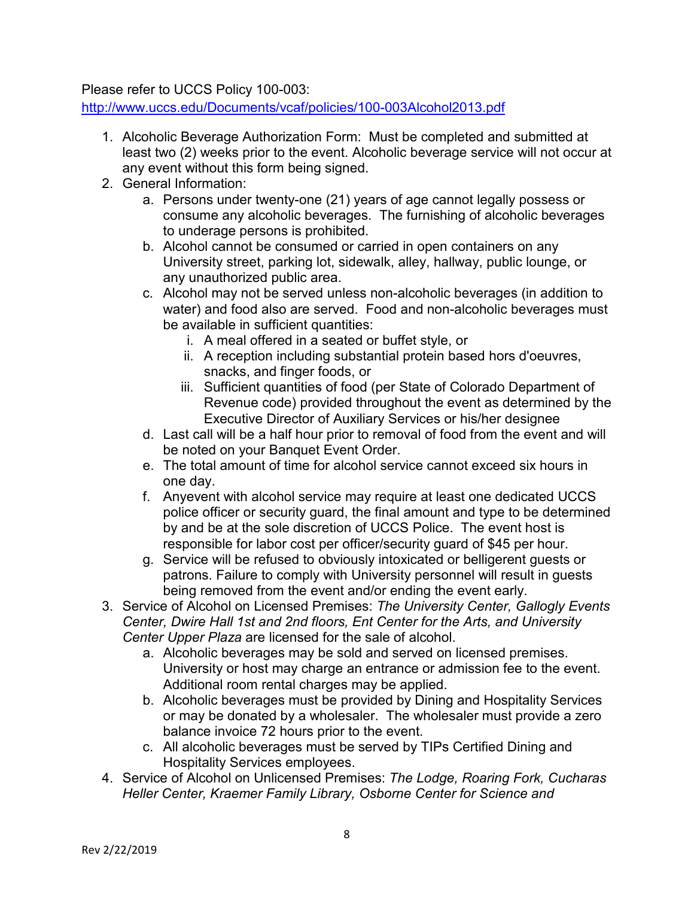Please refer to UCCS Policy 100-003:
http://www.uccs.edu/Documents/vcaf/policies/100-003Alcohol2013.pdf

1. Alcoholic Beverage Authorization Form: Must be completed and submitted at least two (2) weeks prior to the event. Alcoholic beverage service will not occur at any event without this form being signed.
2. General Information:
    a. Persons under twenty-one (21) years of age cannot legally possess or consume any alcoholic beverages. The furnishing of alcoholic beverages to underage persons is prohibited.
    b. Alcohol cannot be consumed or carried in open containers on any University street, parking lot, sidewalk, alley, hallway, public lounge, or any unauthorized public area.
    c. Alcohol may not be served unless non-alcoholic beverages (in addition to water) and food also are served. Food and non-alcoholic beverages must be available in sufficient quantities:
        i. A meal offered in a seated or buffet style, or
        ii. A reception including substantial protein based hors d'oeuvres, snacks, and finger foods, or
        iii. Sufficient quantities of food (per State of Colorado Department of Revenue code) provided throughout the event as determined by the Executive Director of Auxiliary Services or his/her designee
    d. Last call will be a half hour prior to removal of food from the event and will be noted on your Banquet Event Order.
    e. The total amount of time for alcohol service cannot exceed six hours in one day.
    f. Anyevent with alcohol service may require at least one dedicated UCCS police officer or security guard, the final amount and type to be determined by and be at the sole discretion of UCCS Police. The event host is responsible for labor cost per officer/security guard of $45 per hour.
    g. Service will be refused to obviously intoxicated or belligerent guests or patrons. Failure to comply with University personnel will result in guests being removed from the event and/or ending the event early.
3. Service of Alcohol on Licensed Premises: *The University Center, Gallogly Events Center, Dwire Hall 1st and 2nd floors, Ent Center for the Arts, and University Center Upper Plaza* are licensed for the sale of alcohol.
    a. Alcoholic beverages may be sold and served on licensed premises. University or host may charge an entrance or admission fee to the event. Additional room rental charges may be applied.
    b. Alcoholic beverages must be provided by Dining and Hospitality Services or may be donated by a wholesaler. The wholesaler must provide a zero balance invoice 72 hours prior to the event.
    c. All alcoholic beverages must be served by TIPs Certified Dining and Hospitality Services employees.
4. Service of Alcohol on Unlicensed Premises: *The Lodge, Roaring Fork, Cucharas Heller Center, Kraemer Family Library, Osborne Center for Science and*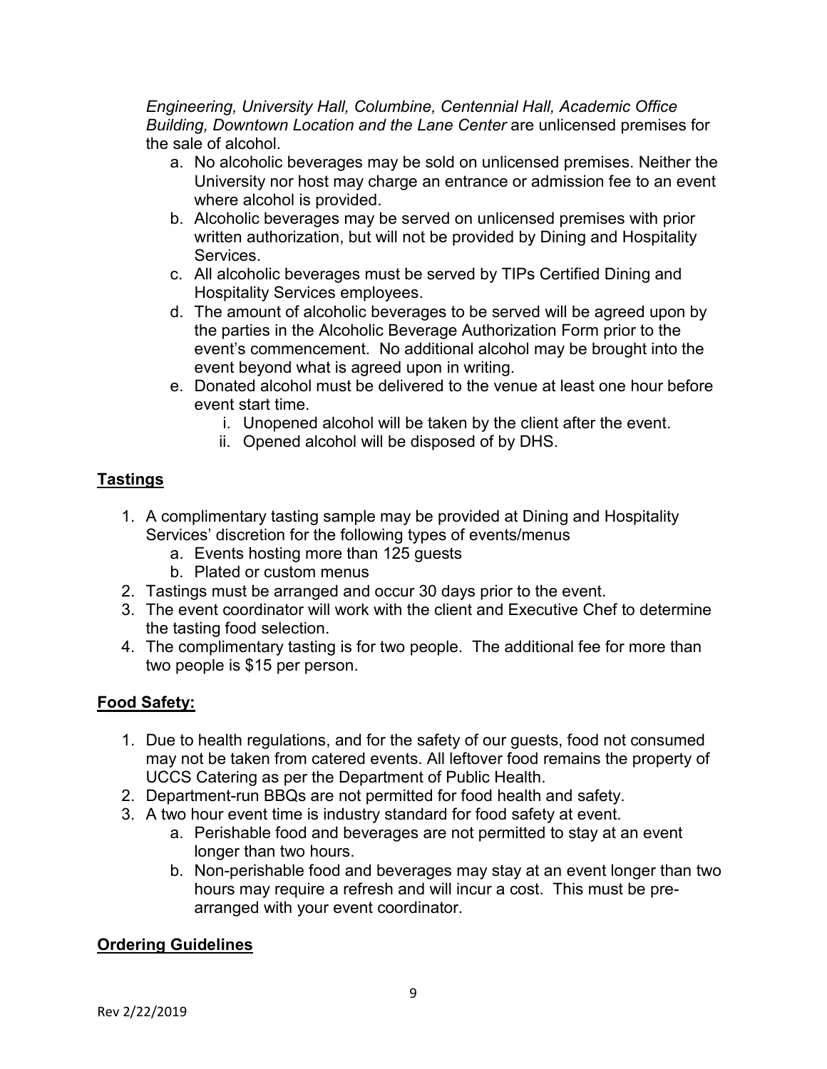*Engineering, University Hall, Columbine, Centennial Hall, Academic Office Building, Downtown Location and the Lane Center* are unlicensed premises for the sale of alcohol.

   a. No alcoholic beverages may be sold on unlicensed premises. Neither the University nor host may charge an entrance or admission fee to an event where alcohol is provided.
   b. Alcoholic beverages may be served on unlicensed premises with prior written authorization, but will not be provided by Dining and Hospitality Services.
   c. All alcoholic beverages must be served by TIPs Certified Dining and Hospitality Services employees.
   d. The amount of alcoholic beverages to be served will be agreed upon by the parties in the Alcoholic Beverage Authorization Form prior to the event's commencement. No additional alcohol may be brought into the event beyond what is agreed upon in writing.
   e. Donated alcohol must be delivered to the venue at least one hour before event start time.
      i. Unopened alcohol will be taken by the client after the event.
      ii. Opened alcohol will be disposed of by DHS.

## Tastings

1. A complimentary tasting sample may be provided at Dining and Hospitality Services' discretion for the following types of events/menus
   a. Events hosting more than 125 guests
   b. Plated or custom menus
2. Tastings must be arranged and occur 30 days prior to the event.
3. The event coordinator will work with the client and Executive Chef to determine the tasting food selection.
4. The complimentary tasting is for two people. The additional fee for more than two people is $15 per person.

## Food Safety:

1. Due to health regulations, and for the safety of our guests, food not consumed may not be taken from catered events. All leftover food remains the property of UCCS Catering as per the Department of Public Health.
2. Department-run BBQs are not permitted for food health and safety.
3. A two hour event time is industry standard for food safety at event.
   a. Perishable food and beverages are not permitted to stay at an event longer than two hours.
   b. Non-perishable food and beverages may stay at an event longer than two hours may require a refresh and will incur a cost. This must be pre-arranged with your event coordinator.

## Ordering Guidelines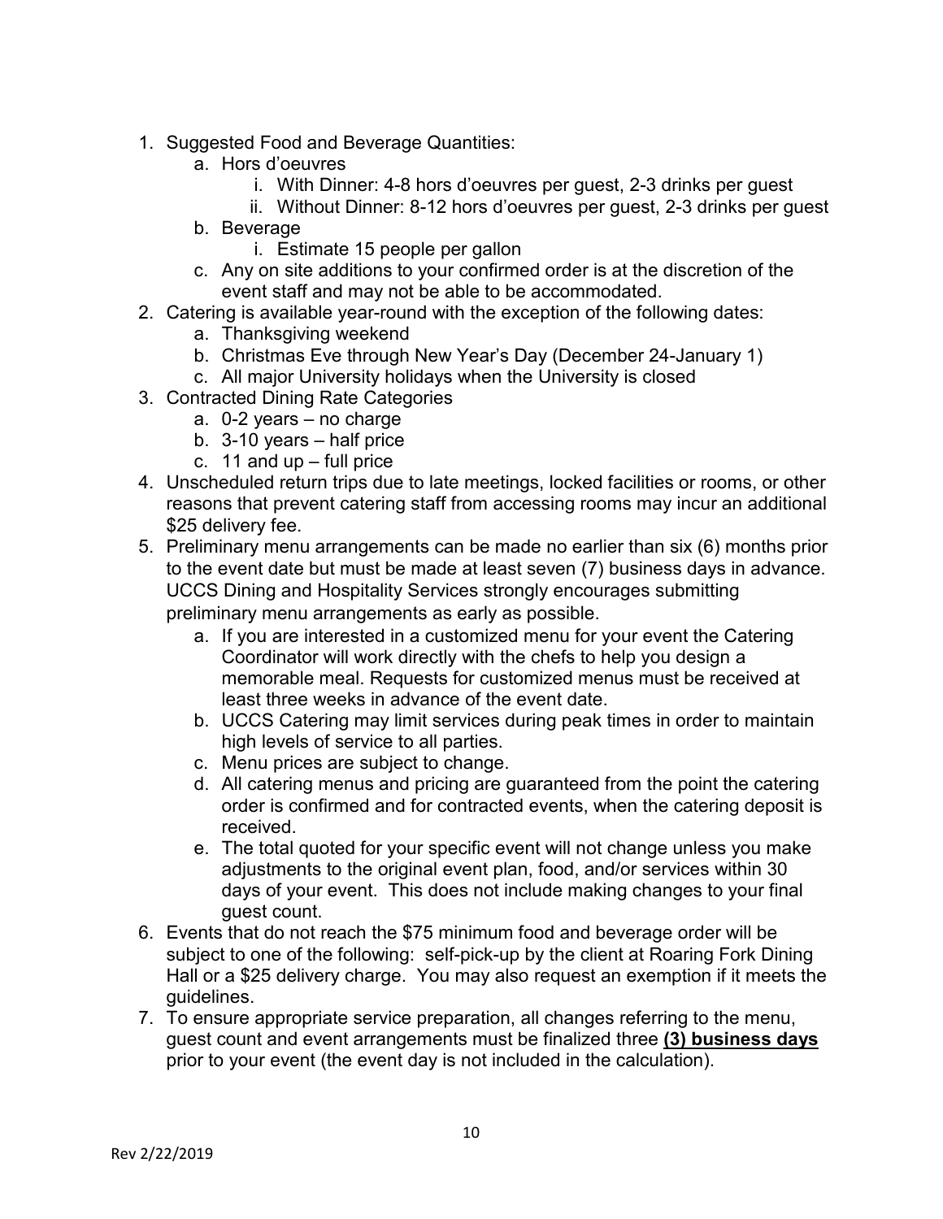1. Suggested Food and Beverage Quantities:
    a. Hors d'oeuvres
        i. With Dinner: 4-8 hors d'oeuvres per guest, 2-3 drinks per guest
        ii. Without Dinner: 8-12 hors d'oeuvres per guest, 2-3 drinks per guest
    b. Beverage
        i. Estimate 15 people per gallon
    c. Any on site additions to your confirmed order is at the discretion of the event staff and may not be able to be accommodated.
2. Catering is available year-round with the exception of the following dates:
    a. Thanksgiving weekend
    b. Christmas Eve through New Year's Day (December 24-January 1)
    c. All major University holidays when the University is closed
3. Contracted Dining Rate Categories
    a. 0-2 years – no charge
    b. 3-10 years – half price
    c. 11 and up – full price
4. Unscheduled return trips due to late meetings, locked facilities or rooms, or other reasons that prevent catering staff from accessing rooms may incur an additional $25 delivery fee.
5. Preliminary menu arrangements can be made no earlier than six (6) months prior to the event date but must be made at least seven (7) business days in advance. UCCS Dining and Hospitality Services strongly encourages submitting preliminary menu arrangements as early as possible.
    a. If you are interested in a customized menu for your event the Catering Coordinator will work directly with the chefs to help you design a memorable meal. Requests for customized menus must be received at least three weeks in advance of the event date.
    b. UCCS Catering may limit services during peak times in order to maintain high levels of service to all parties.
    c. Menu prices are subject to change.
    d. All catering menus and pricing are guaranteed from the point the catering order is confirmed and for contracted events, when the catering deposit is received.
    e. The total quoted for your specific event will not change unless you make adjustments to the original event plan, food, and/or services within 30 days of your event. This does not include making changes to your final guest count.
6. Events that do not reach the $75 minimum food and beverage order will be subject to one of the following: self-pick-up by the client at Roaring Fork Dining Hall or a $25 delivery charge. You may also request an exemption if it meets the guidelines.
7. To ensure appropriate service preparation, all changes referring to the menu, guest count and event arrangements must be finalized three **<u>(3) business days</u>** prior to your event (the event day is not included in the calculation).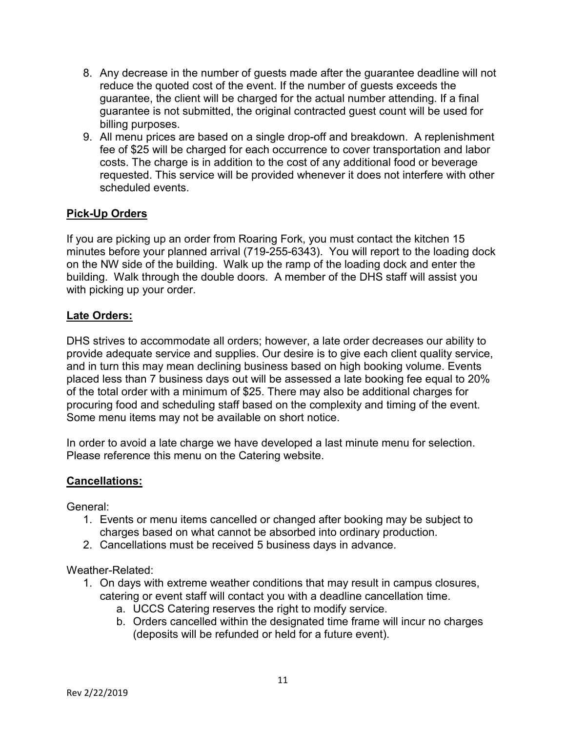8. Any decrease in the number of guests made after the guarantee deadline will not reduce the quoted cost of the event. If the number of guests exceeds the guarantee, the client will be charged for the actual number attending. If a final guarantee is not submitted, the original contracted guest count will be used for billing purposes.
9. All menu prices are based on a single drop-off and breakdown. A replenishment fee of $25 will be charged for each occurrence to cover transportation and labor costs. The charge is in addition to the cost of any additional food or beverage requested. This service will be provided whenever it does not interfere with other scheduled events.

**<u>Pick-Up Orders</u>**

If you are picking up an order from Roaring Fork, you must contact the kitchen 15 minutes before your planned arrival (719-255-6343). You will report to the loading dock on the NW side of the building. Walk up the ramp of the loading dock and enter the building. Walk through the double doors. A member of the DHS staff will assist you with picking up your order.

**<u>Late Orders:</u>**

DHS strives to accommodate all orders; however, a late order decreases our ability to provide adequate service and supplies. Our desire is to give each client quality service, and in turn this may mean declining business based on high booking volume. Events placed less than 7 business days out will be assessed a late booking fee equal to 20% of the total order with a minimum of $25. There may also be additional charges for procuring food and scheduling staff based on the complexity and timing of the event. Some menu items may not be available on short notice.

In order to avoid a late charge we have developed a last minute menu for selection. Please reference this menu on the Catering website.

**<u>Cancellations:</u>**

General:

1. Events or menu items cancelled or changed after booking may be subject to charges based on what cannot be absorbed into ordinary production.
2. Cancellations must be received 5 business days in advance.

Weather-Related:

1. On days with extreme weather conditions that may result in campus closures, catering or event staff will contact you with a deadline cancellation time.
   a. UCCS Catering reserves the right to modify service.
   b. Orders cancelled within the designated time frame will incur no charges (deposits will be refunded or held for a future event).

Rev 2/22/2019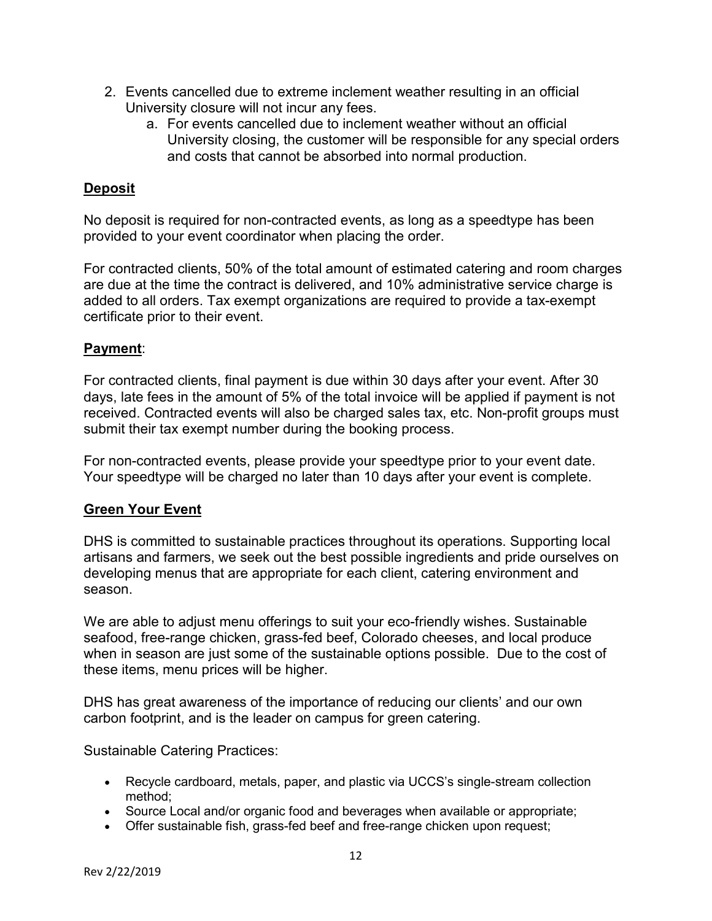2. Events cancelled due to extreme inclement weather resulting in an official University closure will not incur any fees.
    a. For events cancelled due to inclement weather without an official University closing, the customer will be responsible for any special orders and costs that cannot be absorbed into normal production.

## Deposit

No deposit is required for non-contracted events, as long as a speedtype has been provided to your event coordinator when placing the order.

For contracted clients, 50% of the total amount of estimated catering and room charges are due at the time the contract is delivered, and 10% administrative service charge is added to all orders. Tax exempt organizations are required to provide a tax-exempt certificate prior to their event.

## Payment:

For contracted clients, final payment is due within 30 days after your event. After 30 days, late fees in the amount of 5% of the total invoice will be applied if payment is not received. Contracted events will also be charged sales tax, etc. Non-profit groups must submit their tax exempt number during the booking process.

For non-contracted events, please provide your speedtype prior to your event date. Your speedtype will be charged no later than 10 days after your event is complete.

## Green Your Event

DHS is committed to sustainable practices throughout its operations. Supporting local artisans and farmers, we seek out the best possible ingredients and pride ourselves on developing menus that are appropriate for each client, catering environment and season.

We are able to adjust menu offerings to suit your eco-friendly wishes. Sustainable seafood, free-range chicken, grass-fed beef, Colorado cheeses, and local produce when in season are just some of the sustainable options possible. Due to the cost of these items, menu prices will be higher.

DHS has great awareness of the importance of reducing our clients' and our own carbon footprint, and is the leader on campus for green catering.

Sustainable Catering Practices:

- Recycle cardboard, metals, paper, and plastic via UCCS's single-stream collection method;
- Source Local and/or organic food and beverages when available or appropriate;
- Offer sustainable fish, grass-fed beef and free-range chicken upon request;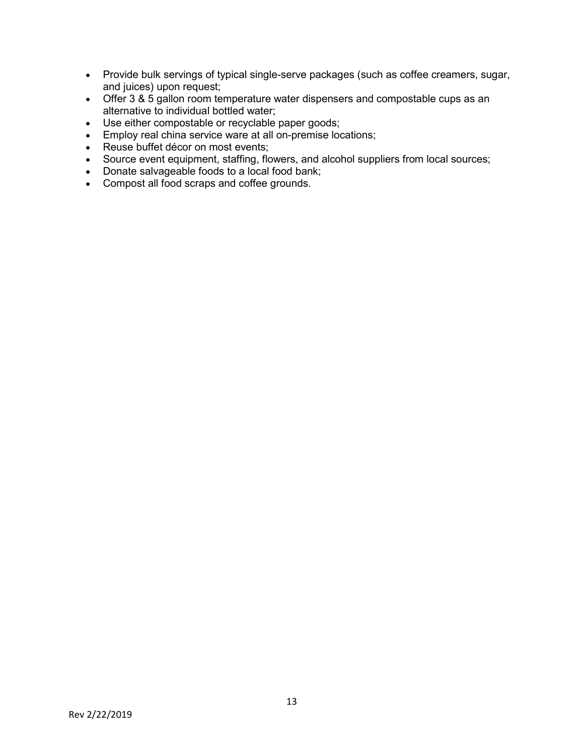- Provide bulk servings of typical single-serve packages (such as coffee creamers, sugar, and juices) upon request;
- Offer 3 & 5 gallon room temperature water dispensers and compostable cups as an alternative to individual bottled water;
- Use either compostable or recyclable paper goods;
- Employ real china service ware at all on-premise locations;
- Reuse buffet décor on most events;
- Source event equipment, staffing, flowers, and alcohol suppliers from local sources;
- Donate salvageable foods to a local food bank;
- Compost all food scraps and coffee grounds.